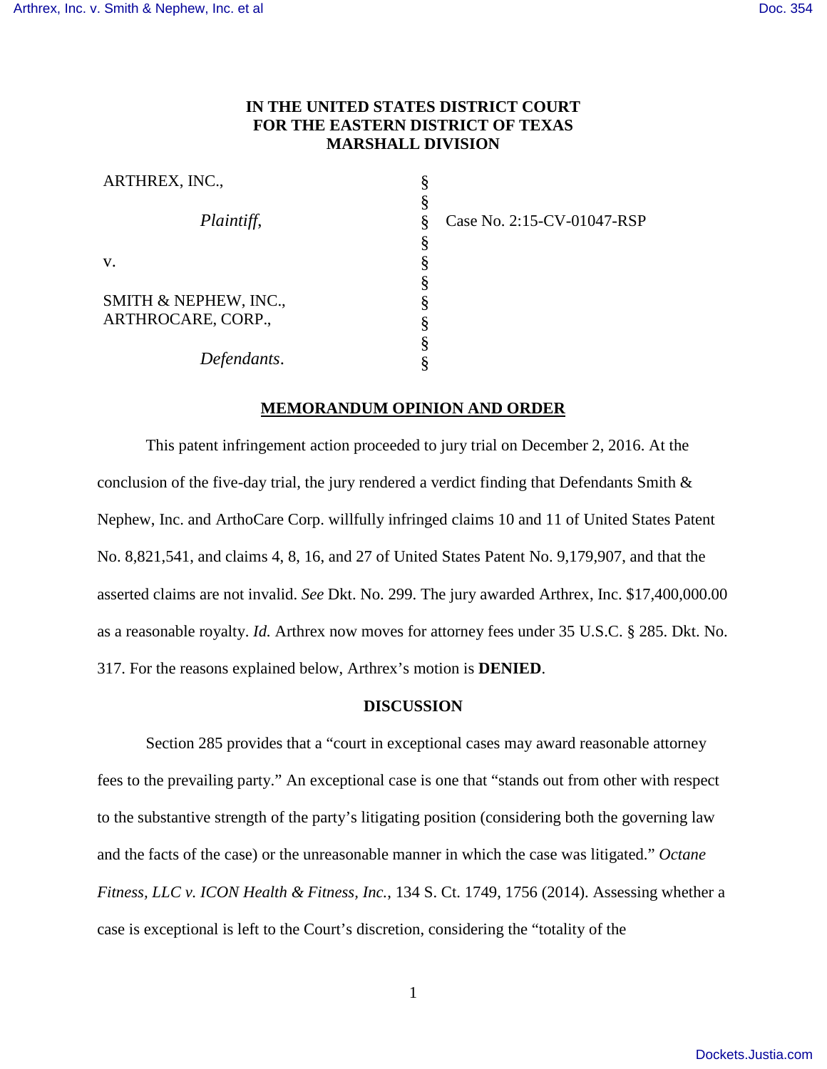**IN THE UNITED STATES DISTRICT COURT**
**FOR THE EASTERN DISTRICT OF TEXAS**
**MARSHALL DIVISION**

| | | |
|---|---|---|
| ARTHREX, INC., | § | |
| | § | |
| *Plaintiff*, | § | Case No. 2:15-CV-01047-RSP |
| | § | |
| v. | § | |
| | § | |
| SMITH & NEPHEW, INC., ARTHROCARE, CORP., | § | |
| | § | |
| | § | |
| *Defendants*. | § | |

## MEMORANDUM OPINION AND ORDER

This patent infringement action proceeded to jury trial on December 2, 2016. At the conclusion of the five-day trial, the jury rendered a verdict finding that Defendants Smith & Nephew, Inc. and ArthoCare Corp. willfully infringed claims 10 and 11 of United States Patent No. 8,821,541, and claims 4, 8, 16, and 27 of United States Patent No. 9,179,907, and that the asserted claims are not invalid. *See* Dkt. No. 299. The jury awarded Arthrex, Inc. $17,400,000.00 as a reasonable royalty. *Id.* Arthrex now moves for attorney fees under 35 U.S.C. § 285. Dkt. No. 317. For the reasons explained below, Arthrex's motion is **DENIED**.

**DISCUSSION**

Section 285 provides that a "court in exceptional cases may award reasonable attorney fees to the prevailing party." An exceptional case is one that "stands out from other with respect to the substantive strength of the party's litigating position (considering both the governing law and the facts of the case) or the unreasonable manner in which the case was litigated." *Octane Fitness, LLC v. ICON Health & Fitness, Inc.*, 134 S. Ct. 1749, 1756 (2014). Assessing whether a case is exceptional is left to the Court's discretion, considering the "totality of the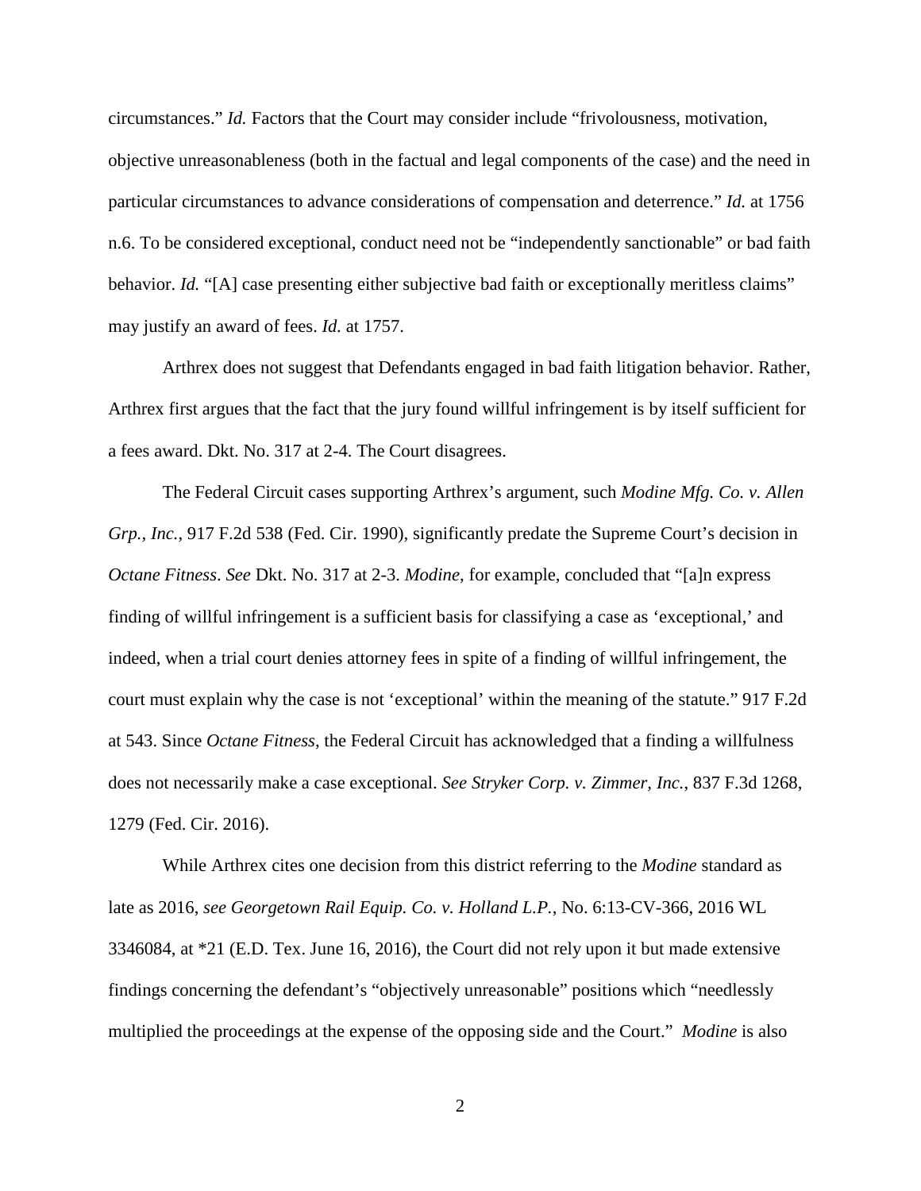circumstances." *Id.* Factors that the Court may consider include "frivolousness, motivation, objective unreasonableness (both in the factual and legal components of the case) and the need in particular circumstances to advance considerations of compensation and deterrence." *Id.* at 1756 n.6. To be considered exceptional, conduct need not be "independently sanctionable" or bad faith behavior. *Id.* "[A] case presenting either subjective bad faith or exceptionally meritless claims" may justify an award of fees. *Id.* at 1757.

Arthrex does not suggest that Defendants engaged in bad faith litigation behavior. Rather, Arthrex first argues that the fact that the jury found willful infringement is by itself sufficient for a fees award. Dkt. No. 317 at 2-4. The Court disagrees.

The Federal Circuit cases supporting Arthrex's argument, such *Modine Mfg. Co. v. Allen Grp., Inc.*, 917 F.2d 538 (Fed. Cir. 1990), significantly predate the Supreme Court's decision in *Octane Fitness*. *See* Dkt. No. 317 at 2-3. *Modine*, for example, concluded that "[a]n express finding of willful infringement is a sufficient basis for classifying a case as 'exceptional,' and indeed, when a trial court denies attorney fees in spite of a finding of willful infringement, the court must explain why the case is not 'exceptional' within the meaning of the statute." 917 F.2d at 543. Since *Octane Fitness*, the Federal Circuit has acknowledged that a finding a willfulness does not necessarily make a case exceptional. *See Stryker Corp. v. Zimmer, Inc.*, 837 F.3d 1268, 1279 (Fed. Cir. 2016).

While Arthrex cites one decision from this district referring to the *Modine* standard as late as 2016, *see Georgetown Rail Equip. Co. v. Holland L.P.*, No. 6:13-CV-366, 2016 WL 3346084, at *21 (E.D. Tex. June 16, 2016), the Court did not rely upon it but made extensive findings concerning the defendant's "objectively unreasonable" positions which "needlessly multiplied the proceedings at the expense of the opposing side and the Court." *Modine* is also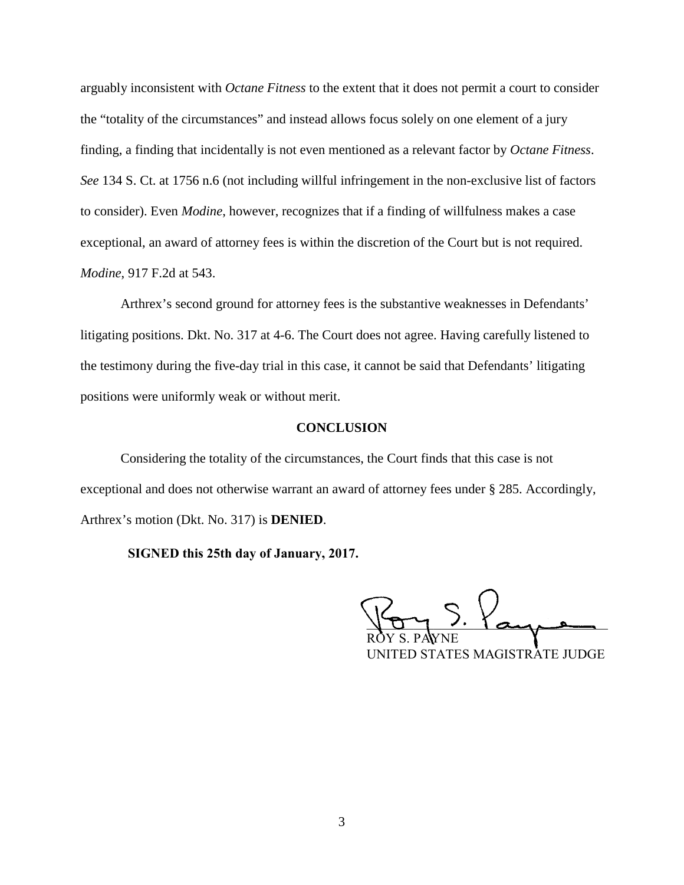arguably inconsistent with *Octane Fitness* to the extent that it does not permit a court to consider the "totality of the circumstances" and instead allows focus solely on one element of a jury finding, a finding that incidentally is not even mentioned as a relevant factor by *Octane Fitness*. *See* 134 S. Ct. at 1756 n.6 (not including willful infringement in the non-exclusive list of factors to consider). Even *Modine*, however, recognizes that if a finding of willfulness makes a case exceptional, an award of attorney fees is within the discretion of the Court but is not required. *Modine*, 917 F.2d at 543.

Arthrex's second ground for attorney fees is the substantive weaknesses in Defendants' litigating positions. Dkt. No. 317 at 4-6. The Court does not agree. Having carefully listened to the testimony during the five-day trial in this case, it cannot be said that Defendants' litigating positions were uniformly weak or without merit.

## CONCLUSION

Considering the totality of the circumstances, the Court finds that this case is not exceptional and does not otherwise warrant an award of attorney fees under § 285. Accordingly, Arthrex's motion (Dkt. No. 317) is **DENIED**.

**SIGNED this 25th day of January, 2017.**

ROY S. PAYNE
UNITED STATES MAGISTRATE JUDGE